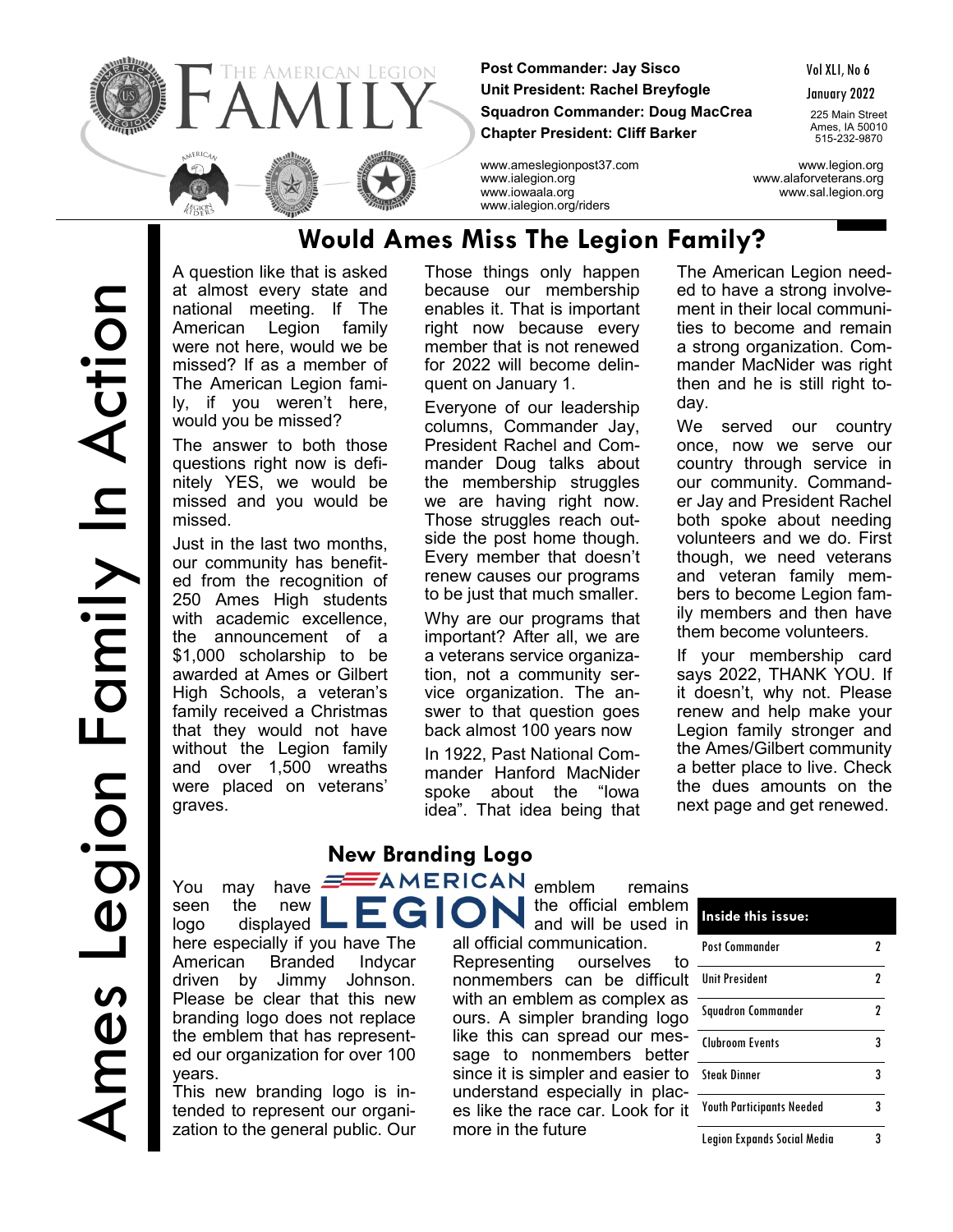# THE AMERICAN LEGION FAMILY

**Post Commander: Jay Sisco**
**Unit President: Rachel Breyfogle**
**Squadron Commander: Doug MacCrea**
**Chapter President: Cliff Barker**

Vol XLI, No 6
January 2022

225 Main Street
Ames, IA 50010
515-232-9870

www.ameslegionpost37.com
www.ialegion.org
www.iowaala.org
www.ialegion.org/riders

www.legion.org
www.alaforveterans.org
www.sal.legion.org

Ames Legion Family In Action

## Would Ames Miss The Legion Family?

A question like that is asked at almost every state and national meeting. If The American Legion family were not here, would we be missed? If as a member of The American Legion family, if you weren't here, would you be missed?

The answer to both those questions right now is definitely YES, we would be missed and you would be missed.

Just in the last two months, our community has benefited from the recognition of 250 Ames High students with academic excellence, the announcement of a $1,000 scholarship to be awarded at Ames or Gilbert High Schools, a veteran's family received a Christmas that they would not have without the Legion family and over 1,500 wreaths were placed on veterans' graves.

Those things only happen because our membership enables it. That is important right now because every member that is not renewed for 2022 will become delinquent on January 1.

Everyone of our leadership columns, Commander Jay, President Rachel and Commander Doug talks about the membership struggles we are having right now. Those struggles reach outside the post home though. Every member that doesn't renew causes our programs to be just that much smaller.

Why are our programs that important? After all, we are a veterans service organization, not a community service organization. The answer to that question goes back almost 100 years now

In 1922, Past National Commander Hanford MacNider spoke about the "Iowa idea". That idea being that The American Legion needed to have a strong involvement in their local communities to become and remain a strong organization. Commander MacNider was right then and he is still right today.

We served our country once, now we serve our country through service in our community. Commander Jay and President Rachel both spoke about needing volunteers and we do. First though, we need veterans and veteran family members to become Legion family members and then have them become volunteers.

If your membership card says 2022, THANK YOU. If it doesn't, why not. Please renew and help make your Legion family stronger and the Ames/Gilbert community a better place to live. Check the dues amounts on the next page and get renewed.

## New Branding Logo

AMERICAN LEGION

You may have seen the new logo displayed here especially if you have The American Branded Indycar driven by Jimmy Johnson. Please be clear that this new branding logo does not replace the emblem that has represented our organization for over 100 years.

This new branding logo is intended to represent our organization to the general public. Our emblem remains the official emblem and will be used in all official communication. Representing ourselves to nonmembers can be difficult with an emblem as complex as ours. A simpler branding logo like this can spread our message to nonmembers better since it is simpler and easier to understand especially in places like the race car. Look for it more in the future

| Inside this issue: | |
|---|---|
| Post Commander | 2 |
| Unit President | 2 |
| Squadron Commander | 2 |
| Clubroom Events | 3 |
| Steak Dinner | 3 |
| Youth Participants Needed | 3 |
| Legion Expands Social Media | 3 |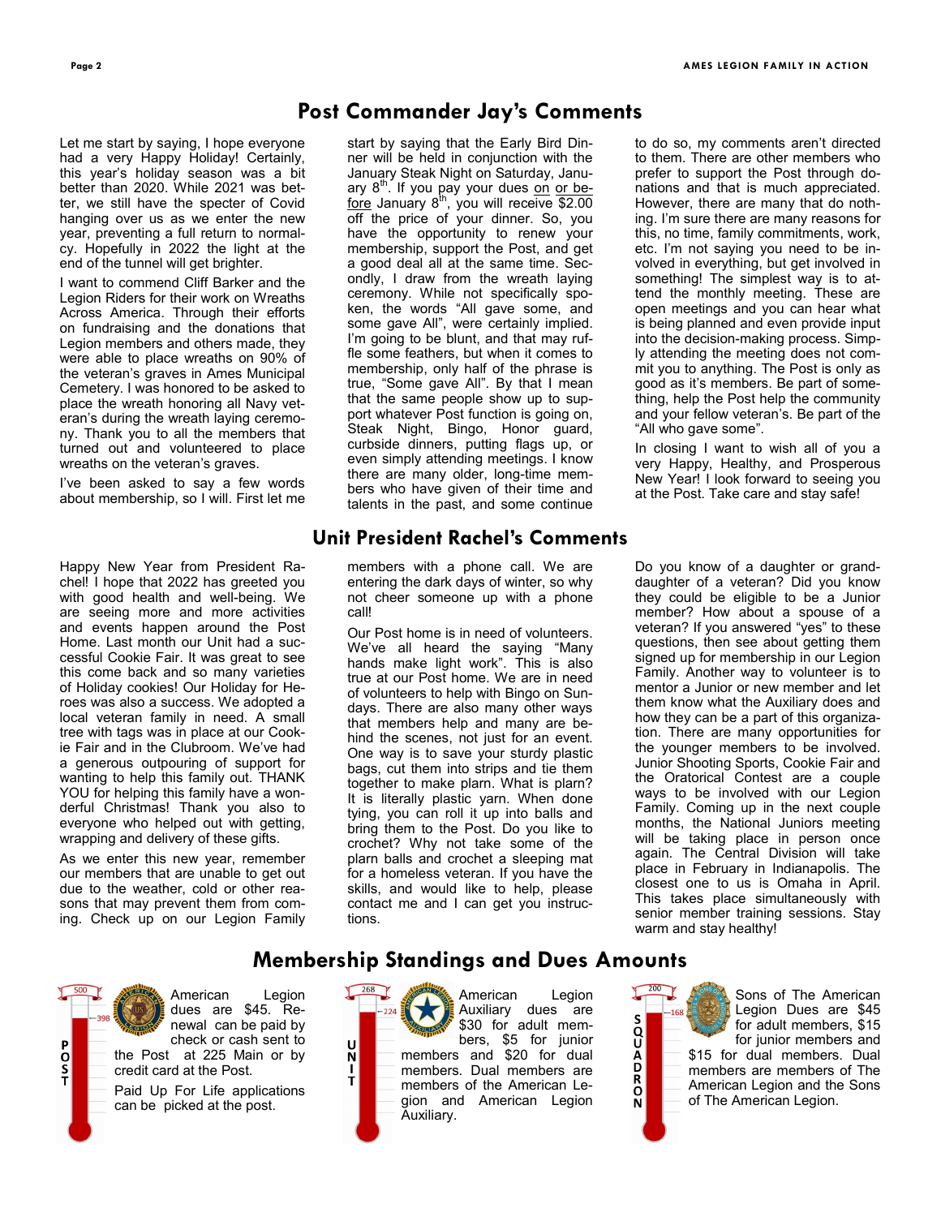## Post Commander Jay's Comments

Let me start by saying, I hope everyone had a very Happy Holiday! Certainly, this year's holiday season was a bit better than 2020. While 2021 was better, we still have the specter of Covid hanging over us as we enter the new year, preventing a full return to normalcy. Hopefully in 2022 the light at the end of the tunnel will get brighter.

I want to commend Cliff Barker and the Legion Riders for their work on Wreaths Across America. Through their efforts on fundraising and the donations that Legion members and others made, they were able to place wreaths on 90% of the veteran's graves in Ames Municipal Cemetery. I was honored to be asked to place the wreath honoring all Navy veteran's during the wreath laying ceremony. Thank you to all the members that turned out and volunteered to place wreaths on the veteran's graves.

I've been asked to say a few words about membership, so I will. First let me start by saying that the Early Bird Dinner will be held in conjunction with the January Steak Night on Saturday, January 8th. If you pay your dues on or before January 8th, you will receive $2.00 off the price of your dinner. So, you have the opportunity to renew your membership, support the Post, and get a good deal all at the same time. Secondly, I draw from the wreath laying ceremony. While not specifically spoken, the words "All gave some, and some gave All", were certainly implied. I'm going to be blunt, and that may ruffle some feathers, but when it comes to membership, only half of the phrase is true, "Some gave All". By that I mean that the same people show up to support whatever Post function is going on, Steak Night, Bingo, Honor guard, curbside dinners, putting flags up, or even simply attending meetings. I know there are many older, long-time members who have given of their time and talents in the past, and some continue to do so, my comments aren't directed to them. There are other members who prefer to support the Post through donations and that is much appreciated. However, there are many that do nothing. I'm sure there are many reasons for this, no time, family commitments, work, etc. I'm not saying you need to be involved in everything, but get involved in something! The simplest way is to attend the monthly meeting. These are open meetings and you can hear what is being planned and even provide input into the decision-making process. Simply attending the meeting does not commit you to anything. The Post is only as good as it's members. Be part of something, help the Post help the community and your fellow veteran's. Be part of the "All who gave some".

In closing I want to wish all of you a very Happy, Healthy, and Prosperous New Year! I look forward to seeing you at the Post. Take care and stay safe!

## Unit President Rachel's Comments

Happy New Year from President Rachel! I hope that 2022 has greeted you with good health and well-being. We are seeing more and more activities and events happen around the Post Home. Last month our Unit had a successful Cookie Fair. It was great to see this come back and so many varieties of Holiday cookies! Our Holiday for Heroes was also a success. We adopted a local veteran family in need. A small tree with tags was in place at our Cookie Fair and in the Clubroom. We've had a generous outpouring of support for wanting to help this family out. THANK YOU for helping this family have a wonderful Christmas! Thank you also to everyone who helped out with getting, wrapping and delivery of these gifts.

As we enter this new year, remember our members that are unable to get out due to the weather, cold or other reasons that may prevent them from coming. Check up on our Legion Family members with a phone call. We are entering the dark days of winter, so why not cheer someone up with a phone call!

Our Post home is in need of volunteers. We've all heard the saying "Many hands make light work". This is also true at our Post home. We are in need of volunteers to help with Bingo on Sundays. There are also many other ways that members help and many are behind the scenes, not just for an event. One way is to save your sturdy plastic bags, cut them into strips and tie them together to make plarn. What is plarn? It is literally plastic yarn. When done tying, you can roll it up into balls and bring them to the Post. Do you like to crochet? Why not take some of the plarn balls and crochet a sleeping mat for a homeless veteran. If you have the skills, and would like to help, please contact me and I can get you instructions.

Do you know of a daughter or granddaughter of a veteran? Did you know they could be eligible to be a Junior member? How about a spouse of a veteran? If you answered "yes" to these questions, then see about getting them signed up for membership in our Legion Family. Another way to volunteer is to mentor a Junior or new member and let them know what the Auxiliary does and how they can be a part of this organization. There are many opportunities for the younger members to be involved. Junior Shooting Sports, Cookie Fair and the Oratorical Contest are a couple ways to be involved with our Legion Family. Coming up in the next couple months, the National Juniors meeting will be taking place in person once again. The Central Division will take place in February in Indianapolis. The closest one to us is Omaha in April. This takes place simultaneously with senior member training sessions. Stay warm and stay healthy!

## Membership Standings and Dues Amounts

**POST** (Goal: 500 — Current: 398)

American Legion dues are $45. Renewal can be paid by check or cash sent to the Post at 225 Main or by credit card at the Post.

Paid Up For Life applications can be picked at the post.

**UNIT** (Goal: 268 — Current: 224)

American Legion Auxiliary dues are $30 for adult members, $5 for junior members and $20 for dual members. Dual members are members of the American Legion and American Legion Auxiliary.

**SQUADRON** (Goal: 200 — Current: 168)

Sons of The American Legion Dues are $45 for adult members, $15 for junior members and $15 for dual members. Dual members are members of The American Legion and the Sons of The American Legion.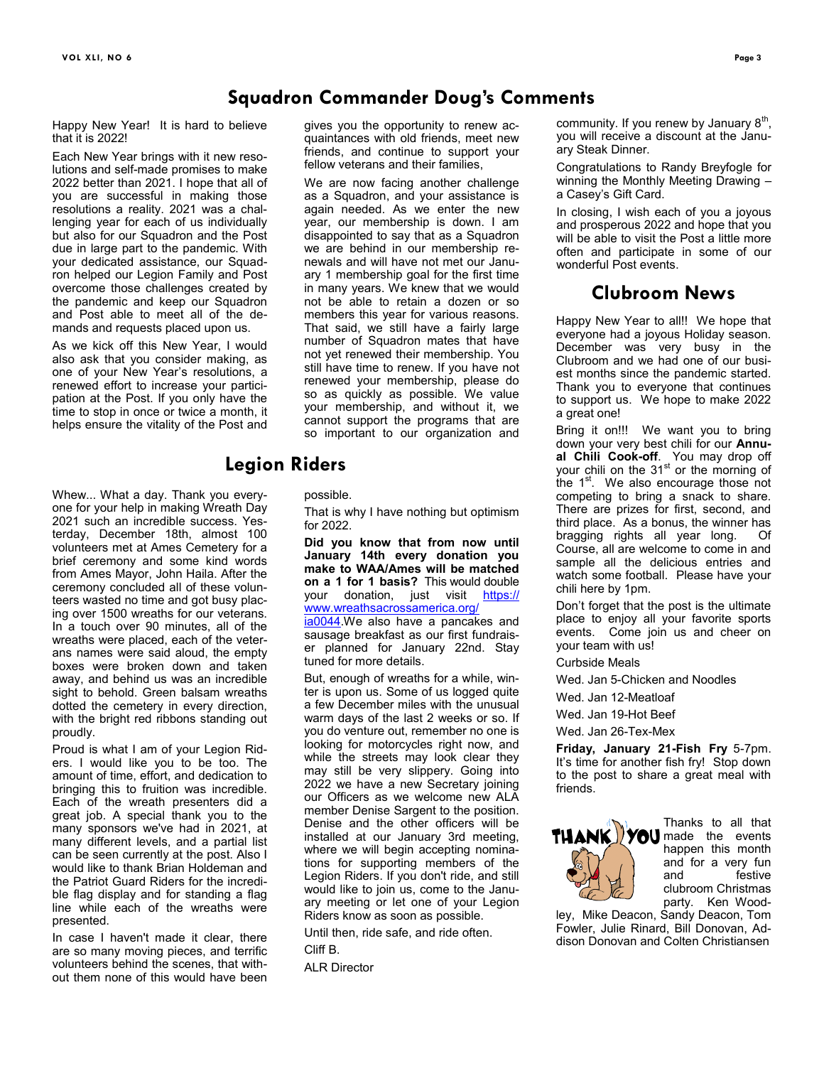## Squadron Commander Doug's Comments

Happy New Year! It is hard to believe that it is 2022!

Each New Year brings with it new resolutions and self-made promises to make 2022 better than 2021. I hope that all of you are successful in making those resolutions a reality. 2021 was a challenging year for each of us individually but also for our Squadron and the Post due in large part to the pandemic. With your dedicated assistance, our Squadron helped our Legion Family and Post overcome those challenges created by the pandemic and keep our Squadron and Post able to meet all of the demands and requests placed upon us.

As we kick off this New Year, I would also ask that you consider making, as one of your New Year's resolutions, a renewed effort to increase your participation at the Post. If you only have the time to stop in once or twice a month, it helps ensure the vitality of the Post and gives you the opportunity to renew acquaintances with old friends, meet new friends, and continue to support your fellow veterans and their families,

We are now facing another challenge as a Squadron, and your assistance is again needed. As we enter the new year, our membership is down. I am disappointed to say that as a Squadron we are behind in our membership renewals and will have not met our January 1 membership goal for the first time in many years. We knew that we would not be able to retain a dozen or so members this year for various reasons. That said, we still have a fairly large number of Squadron mates that have not yet renewed their membership. You still have time to renew. If you have not renewed your membership, please do so as quickly as possible. We value your membership, and without it, we cannot support the programs that are so important to our organization and community. If you renew by January 8th, you will receive a discount at the January Steak Dinner.

Congratulations to Randy Breyfogle for winning the Monthly Meeting Drawing – a Casey's Gift Card.

In closing, I wish each of you a joyous and prosperous 2022 and hope that you will be able to visit the Post a little more often and participate in some of our wonderful Post events.

## Legion Riders

Whew... What a day. Thank you everyone for your help in making Wreath Day 2021 such an incredible success. Yesterday, December 18th, almost 100 volunteers met at Ames Cemetery for a brief ceremony and some kind words from Ames Mayor, John Haila. After the ceremony concluded all of these volunteers wasted no time and got busy placing over 1500 wreaths for our veterans. In a touch over 90 minutes, all of the wreaths were placed, each of the veterans names were said aloud, the empty boxes were broken down and taken away, and behind us was an incredible sight to behold. Green balsam wreaths dotted the cemetery in every direction, with the bright red ribbons standing out proudly.

Proud is what I am of your Legion Riders. I would like you to be too. The amount of time, effort, and dedication to bringing this to fruition was incredible. Each of the wreath presenters did a great job. A special thank you to the many sponsors we've had in 2021, at many different levels, and a partial list can be seen currently at the post. Also I would like to thank Brian Holdeman and the Patriot Guard Riders for the incredible flag display and for standing a flag line while each of the wreaths were presented.

In case I haven't made it clear, there are so many moving pieces, and terrific volunteers behind the scenes, that without them none of this would have been possible.

That is why I have nothing but optimism for 2022.

**Did you know that from now until January 14th every donation you make to WAA/Ames will be matched on a 1 for 1 basis?** This would double your donation, just visit https://www.wreathsacrossamerica.org/ia0044. We also have a pancakes and sausage breakfast as our first fundraiser planned for January 22nd. Stay tuned for more details.

But, enough of wreaths for a while, winter is upon us. Some of us logged quite a few December miles with the unusual warm days of the last 2 weeks or so. If you do venture out, remember no one is looking for motorcycles right now, and while the streets may look clear they may still be very slippery. Going into 2022 we have a new Secretary joining our Officers as we welcome new ALA member Denise Sargent to the position. Denise and the other officers will be installed at our January 3rd meeting, where we will begin accepting nominations for supporting members of the Legion Riders. If you don't ride, and still would like to join us, come to the January meeting or let one of your Legion Riders know as soon as possible.

Until then, ride safe, and ride often.

Cliff B.

ALR Director

## Clubroom News

Happy New Year to all!! We hope that everyone had a joyous Holiday season. December was very busy in the Clubroom and we had one of our busiest months since the pandemic started. Thank you to everyone that continues to support us. We hope to make 2022 a great one!

Bring it on!!! We want you to bring down your very best chili for our **Annual Chili Cook-off**. You may drop off your chili on the 31st or the morning of the 1st. We also encourage those not competing to bring a snack to share. There are prizes for first, second, and third place. As a bonus, the winner has bragging rights all year long. Of Course, all are welcome to come in and sample all the delicious entries and watch some football. Please have your chili here by 1pm.

Don't forget that the post is the ultimate place to enjoy all your favorite sports events. Come join us and cheer on your team with us!

Curbside Meals

Wed. Jan 5-Chicken and Noodles

Wed. Jan 12-Meatloaf

Wed. Jan 19-Hot Beef

Wed. Jan 26-Tex-Mex

**Friday, January 21-Fish Fry** 5-7pm. It's time for another fish fry! Stop down to the post to share a great meal with friends.

Thanks to all that made the events happen this month and for a very fun and festive clubroom Christmas party. Ken Woodley, Mike Deacon, Sandy Deacon, Tom Fowler, Julie Rinard, Bill Donovan, Addison Donovan and Colten Christiansen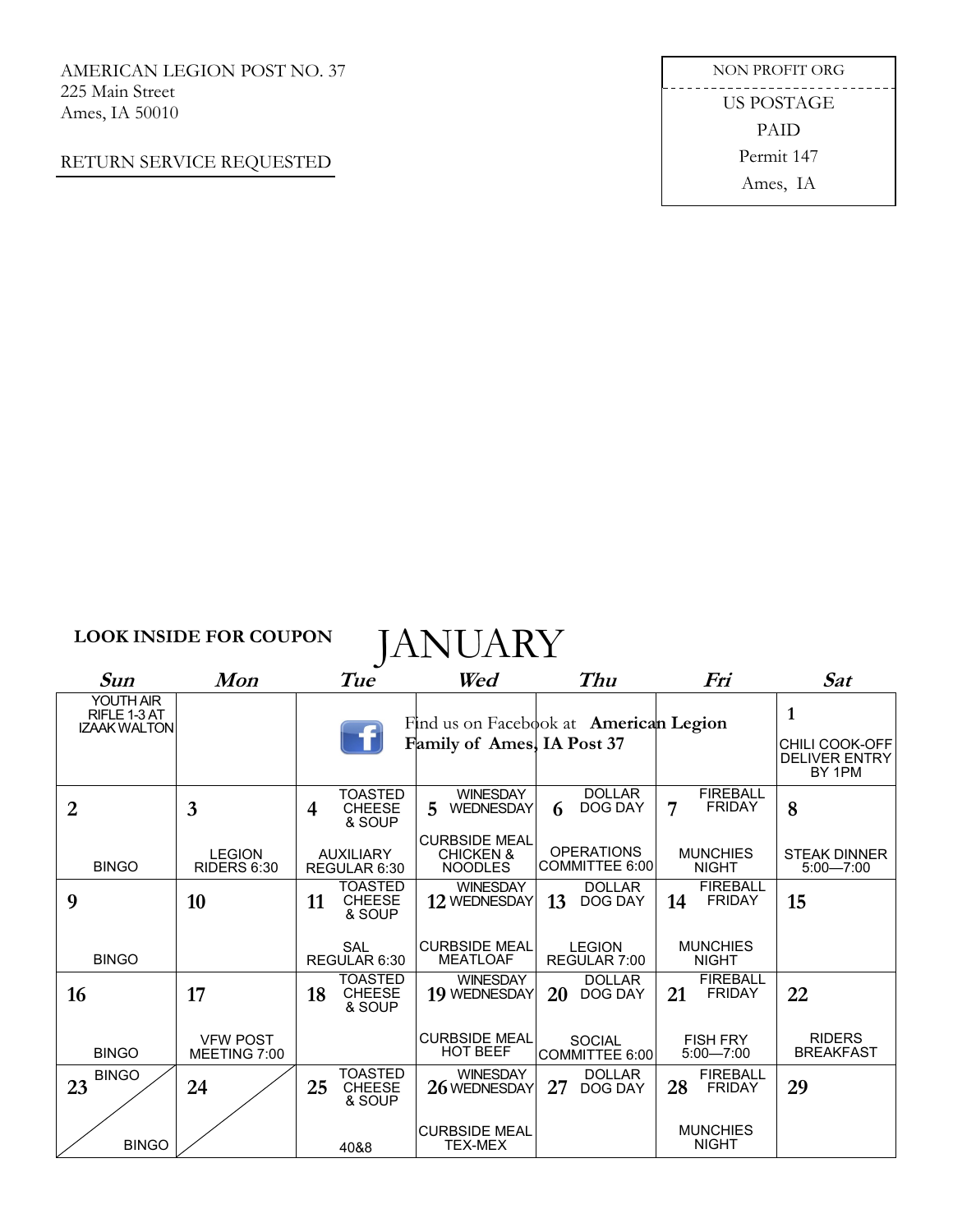AMERICAN LEGION POST NO. 37
225 Main Street
Ames, IA 50010

RETURN SERVICE REQUESTED

NON PROFIT ORG
US POSTAGE
PAID
Permit 147
Ames, IA

**LOOK INSIDE FOR COUPON**

# JANUARY

| Sun | Mon | Tue | Wed | Thu | Fri | Sat |
|---|---|---|---|---|---|---|
| YOUTH AIR RIFLE 1-3 AT IZAAK WALTON | | Find us on Facebook at **American Legion Family of Ames, IA Post 37** | | | | 1 CHILI COOK-OFF DELIVER ENTRY BY 1PM |
| 2 BINGO | 3 LEGION RIDERS 6:30 | 4 TOASTED CHEESE & SOUP AUXILIARY REGULAR 6:30 | 5 WINESDAY WEDNESDAY CURBSIDE MEAL CHICKEN & NOODLES | 6 DOLLAR DOG DAY OPERATIONS COMMITTEE 6:00 | 7 FIREBALL FRIDAY MUNCHIES NIGHT | 8 STEAK DINNER 5:00—7:00 |
| 9 BINGO | 10 | 11 TOASTED CHEESE & SOUP SAL REGULAR 6:30 | 12 WINESDAY WEDNESDAY CURBSIDE MEAL MEATLOAF | 13 DOLLAR DOG DAY LEGION REGULAR 7:00 | 14 FIREBALL FRIDAY MUNCHIES NIGHT | 15 |
| 16 BINGO | 17 VFW POST MEETING 7:00 | 18 TOASTED CHEESE & SOUP | 19 WINESDAY WEDNESDAY CURBSIDE MEAL HOT BEEF | 20 DOLLAR DOG DAY SOCIAL COMMITTEE 6:00 | 21 FIREBALL FRIDAY FISH FRY 5:00—7:00 | 22 RIDERS BREAKFAST |
| 23 BINGO / 30 BINGO | 24 / 31 | 25 TOASTED CHEESE & SOUP 40&8 | 26 WINESDAY WEDNESDAY CURBSIDE MEAL TEX-MEX | 27 DOLLAR DOG DAY | 28 FIREBALL FRIDAY MUNCHIES NIGHT | 29 |